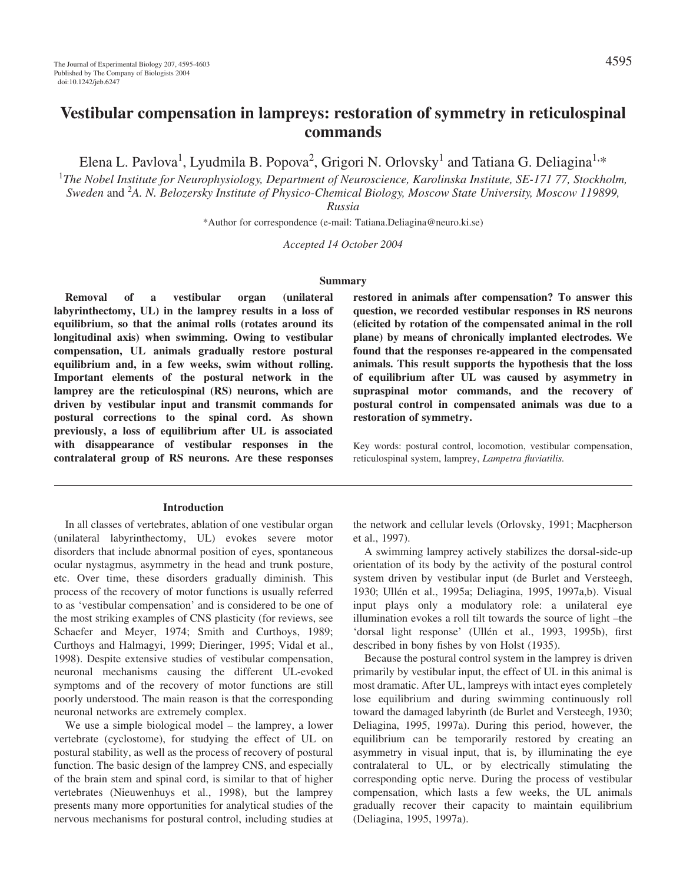# Vestibular compensation in lampreys: restoration of symmetry in reticulospinal commands

Elena L. Pavlova[1], Lyudmila B. Popova[2], Grigori N. Orlovsky[1] and Tatiana G. Deliagina[1,*]

[1]The Nobel Institute for Neurophysiology, Department of Neuroscience, Karolinska Institute, SE-171 77, Stockholm, Sweden and [2]A. N. Belozersky Institute of Physico-Chemical Biology, Moscow State University, Moscow 119899, Russia

*Author for correspondence (e-mail: Tatiana.Deliagina@neuro.ki.se)

*Accepted 14 October 2004*

## Summary

**Removal of a vestibular organ (unilateral labyrinthectomy, UL) in the lamprey results in a loss of equilibrium, so that the animal rolls (rotates around its longitudinal axis) when swimming. Owing to vestibular compensation, UL animals gradually restore postural equilibrium and, in a few weeks, swim without rolling. Important elements of the postural network in the lamprey are the reticulospinal (RS) neurons, which are driven by vestibular input and transmit commands for postural corrections to the spinal cord. As shown previously, a loss of equilibrium after UL is associated with disappearance of vestibular responses in the contralateral group of RS neurons. Are these responses restored in animals after compensation? To answer this question, we recorded vestibular responses in RS neurons (elicited by rotation of the compensated animal in the roll plane) by means of chronically implanted electrodes. We found that the responses re-appeared in the compensated animals. This result supports the hypothesis that the loss of equilibrium after UL was caused by asymmetry in supraspinal motor commands, and the recovery of postural control in compensated animals was due to a restoration of symmetry.**

Key words: postural control, locomotion, vestibular compensation, reticulospinal system, lamprey, *Lampetra fluviatilis*.

## Introduction

In all classes of vertebrates, ablation of one vestibular organ (unilateral labyrinthectomy, UL) evokes severe motor disorders that include abnormal position of eyes, spontaneous ocular nystagmus, asymmetry in the head and trunk posture, etc. Over time, these disorders gradually diminish. This process of the recovery of motor functions is usually referred to as 'vestibular compensation' and is considered to be one of the most striking examples of CNS plasticity (for reviews, see Schaefer and Meyer, 1974; Smith and Curthoys, 1989; Curthoys and Halmagyi, 1999; Dieringer, 1995; Vidal et al., 1998). Despite extensive studies of vestibular compensation, neuronal mechanisms causing the different UL-evoked symptoms and of the recovery of motor functions are still poorly understood. The main reason is that the corresponding neuronal networks are extremely complex.

We use a simple biological model – the lamprey, a lower vertebrate (cyclostome), for studying the effect of UL on postural stability, as well as the process of recovery of postural function. The basic design of the lamprey CNS, and especially of the brain stem and spinal cord, is similar to that of higher vertebrates (Nieuwenhuys et al., 1998), but the lamprey presents many more opportunities for analytical studies of the nervous mechanisms for postural control, including studies at the network and cellular levels (Orlovsky, 1991; Macpherson et al., 1997).

A swimming lamprey actively stabilizes the dorsal-side-up orientation of its body by the activity of the postural control system driven by vestibular input (de Burlet and Versteegh, 1930; Ullén et al., 1995a; Deliagina, 1995, 1997a,b). Visual input plays only a modulatory role: a unilateral eye illumination evokes a roll tilt towards the source of light –the 'dorsal light response' (Ullén et al., 1993, 1995b), first described in bony fishes by von Holst (1935).

Because the postural control system in the lamprey is driven primarily by vestibular input, the effect of UL in this animal is most dramatic. After UL, lampreys with intact eyes completely lose equilibrium and during swimming continuously roll toward the damaged labyrinth (de Burlet and Versteegh, 1930; Deliagina, 1995, 1997a). During this period, however, the equilibrium can be temporarily restored by creating an asymmetry in visual input, that is, by illuminating the eye contralateral to UL, or by electrically stimulating the corresponding optic nerve. During the process of vestibular compensation, which lasts a few weeks, the UL animals gradually recover their capacity to maintain equilibrium (Deliagina, 1995, 1997a).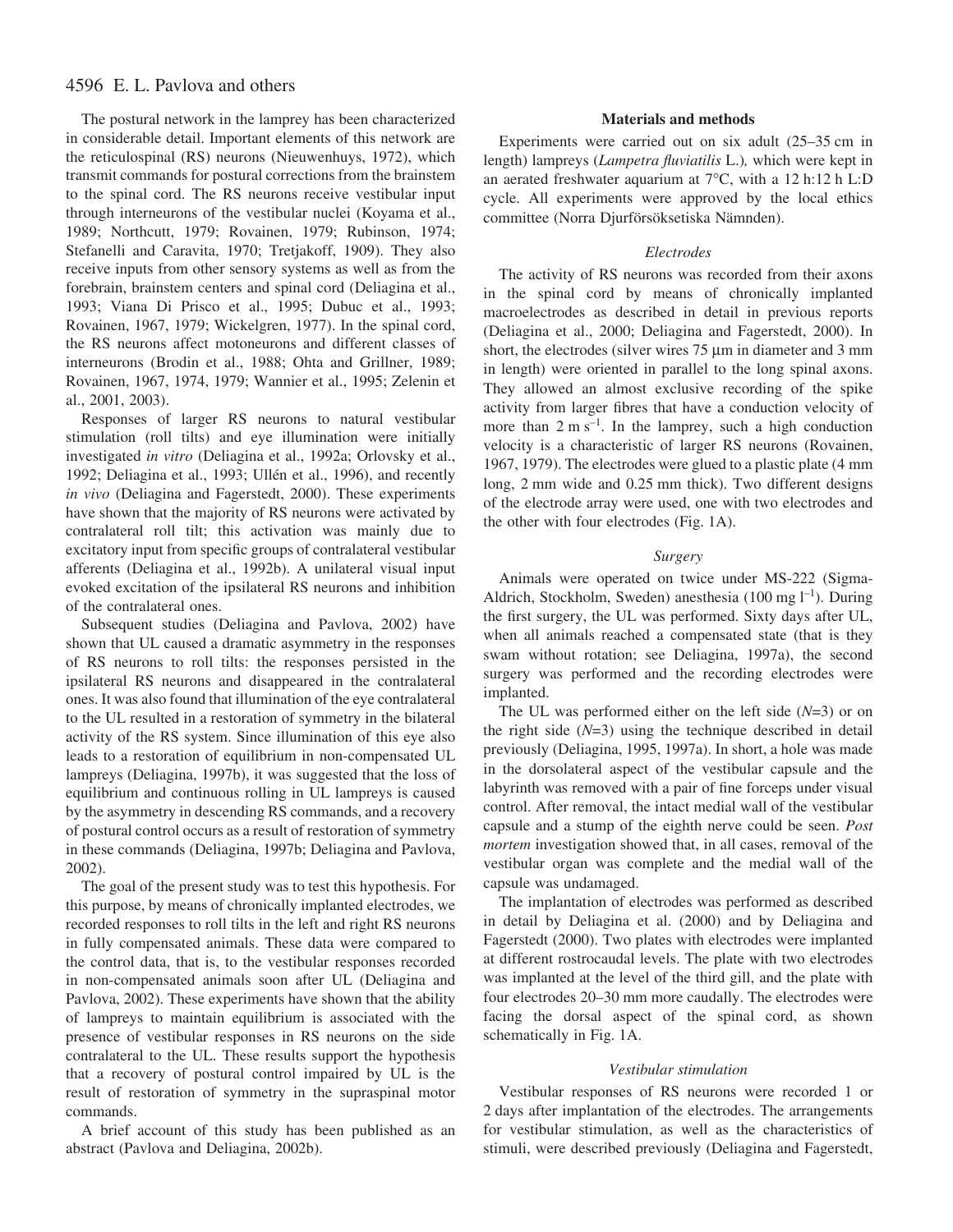The postural network in the lamprey has been characterized in considerable detail. Important elements of this network are the reticulospinal (RS) neurons (Nieuwenhuys, 1972), which transmit commands for postural corrections from the brainstem to the spinal cord. The RS neurons receive vestibular input through interneurons of the vestibular nuclei (Koyama et al., 1989; Northcutt, 1979; Rovainen, 1979; Rubinson, 1974; Stefanelli and Caravita, 1970; Tretjakoff, 1909). They also receive inputs from other sensory systems as well as from the forebrain, brainstem centers and spinal cord (Deliagina et al., 1993; Viana Di Prisco et al., 1995; Dubuc et al., 1993; Rovainen, 1967, 1979; Wickelgren, 1977). In the spinal cord, the RS neurons affect motoneurons and different classes of interneurons (Brodin et al., 1988; Ohta and Grillner, 1989; Rovainen, 1967, 1974, 1979; Wannier et al., 1995; Zelenin et al., 2001, 2003).

Responses of larger RS neurons to natural vestibular stimulation (roll tilts) and eye illumination were initially investigated *in vitro* (Deliagina et al., 1992a; Orlovsky et al., 1992; Deliagina et al., 1993; Ullén et al., 1996), and recently *in vivo* (Deliagina and Fagerstedt, 2000). These experiments have shown that the majority of RS neurons were activated by contralateral roll tilt; this activation was mainly due to excitatory input from specific groups of contralateral vestibular afferents (Deliagina et al., 1992b). A unilateral visual input evoked excitation of the ipsilateral RS neurons and inhibition of the contralateral ones.

Subsequent studies (Deliagina and Pavlova, 2002) have shown that UL caused a dramatic asymmetry in the responses of RS neurons to roll tilts: the responses persisted in the ipsilateral RS neurons and disappeared in the contralateral ones. It was also found that illumination of the eye contralateral to the UL resulted in a restoration of symmetry in the bilateral activity of the RS system. Since illumination of this eye also leads to a restoration of equilibrium in non-compensated UL lampreys (Deliagina, 1997b), it was suggested that the loss of equilibrium and continuous rolling in UL lampreys is caused by the asymmetry in descending RS commands, and a recovery of postural control occurs as a result of restoration of symmetry in these commands (Deliagina, 1997b; Deliagina and Pavlova, 2002).

The goal of the present study was to test this hypothesis. For this purpose, by means of chronically implanted electrodes, we recorded responses to roll tilts in the left and right RS neurons in fully compensated animals. These data were compared to the control data, that is, to the vestibular responses recorded in non-compensated animals soon after UL (Deliagina and Pavlova, 2002). These experiments have shown that the ability of lampreys to maintain equilibrium is associated with the presence of vestibular responses in RS neurons on the side contralateral to the UL. These results support the hypothesis that a recovery of postural control impaired by UL is the result of restoration of symmetry in the supraspinal motor commands.

A brief account of this study has been published as an abstract (Pavlova and Deliagina, 2002b).

## Materials and methods

Experiments were carried out on six adult (25–35 cm in length) lampreys (*Lampetra fluviatilis* L.), which were kept in an aerated freshwater aquarium at 7°C, with a 12 h:12 h L:D cycle. All experiments were approved by the local ethics committee (Norra Djurförsöksetiska Nämnden).

### *Electrodes*

The activity of RS neurons was recorded from their axons in the spinal cord by means of chronically implanted macroelectrodes as described in detail in previous reports (Deliagina et al., 2000; Deliagina and Fagerstedt, 2000). In short, the electrodes (silver wires 75 µm in diameter and 3 mm in length) were oriented in parallel to the long spinal axons. They allowed an almost exclusive recording of the spike activity from larger fibres that have a conduction velocity of more than 2 m s$^{-1}$. In the lamprey, such a high conduction velocity is a characteristic of larger RS neurons (Rovainen, 1967, 1979). The electrodes were glued to a plastic plate (4 mm long, 2 mm wide and 0.25 mm thick). Two different designs of the electrode array were used, one with two electrodes and the other with four electrodes (Fig. 1A).

### *Surgery*

Animals were operated on twice under MS-222 (Sigma-Aldrich, Stockholm, Sweden) anesthesia (100 mg l$^{-1}$). During the first surgery, the UL was performed. Sixty days after UL, when all animals reached a compensated state (that is they swam without rotation; see Deliagina, 1997a), the second surgery was performed and the recording electrodes were implanted.

The UL was performed either on the left side ($N$=3) or on the right side ($N$=3) using the technique described in detail previously (Deliagina, 1995, 1997a). In short, a hole was made in the dorsolateral aspect of the vestibular capsule and the labyrinth was removed with a pair of fine forceps under visual control. After removal, the intact medial wall of the vestibular capsule and a stump of the eighth nerve could be seen. *Post mortem* investigation showed that, in all cases, removal of the vestibular organ was complete and the medial wall of the capsule was undamaged.

The implantation of electrodes was performed as described in detail by Deliagina et al. (2000) and by Deliagina and Fagerstedt (2000). Two plates with electrodes were implanted at different rostrocaudal levels. The plate with two electrodes was implanted at the level of the third gill, and the plate with four electrodes 20–30 mm more caudally. The electrodes were facing the dorsal aspect of the spinal cord, as shown schematically in Fig. 1A.

### *Vestibular stimulation*

Vestibular responses of RS neurons were recorded 1 or 2 days after implantation of the electrodes. The arrangements for vestibular stimulation, as well as the characteristics of stimuli, were described previously (Deliagina and Fagerstedt,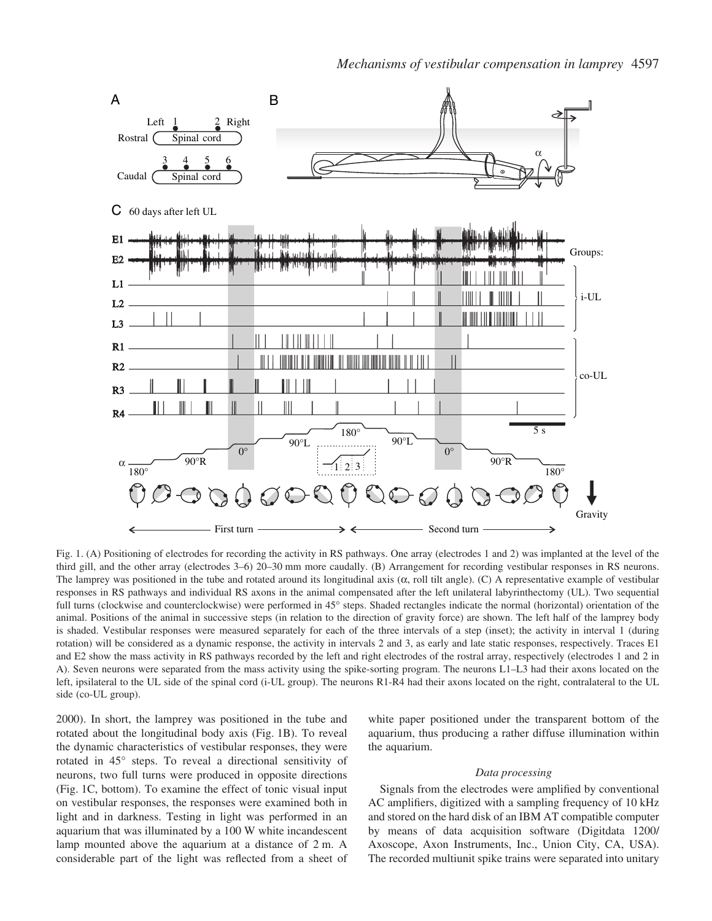Fig. 1. (A) Positioning of electrodes for recording the activity in RS pathways. One array (electrodes 1 and 2) was implanted at the level of the third gill, and the other array (electrodes 3–6) 20–30 mm more caudally. (B) Arrangement for recording vestibular responses in RS neurons. The lamprey was positioned in the tube and rotated around its longitudinal axis (α, roll tilt angle). (C) A representative example of vestibular responses in RS pathways and individual RS axons in the animal compensated after the left unilateral labyrinthectomy (UL). Two sequential full turns (clockwise and counterclockwise) were performed in 45° steps. Shaded rectangles indicate the normal (horizontal) orientation of the animal. Positions of the animal in successive steps (in relation to the direction of gravity force) are shown. The left half of the lamprey body is shaded. Vestibular responses were measured separately for each of the three intervals of a step (inset); the activity in interval 1 (during rotation) will be considered as a dynamic response, the activity in intervals 2 and 3, as early and late static responses, respectively. Traces E1 and E2 show the mass activity in RS pathways recorded by the left and right electrodes of the rostral array, respectively (electrodes 1 and 2 in A). Seven neurons were separated from the mass activity using the spike-sorting program. The neurons L1–L3 had their axons located on the left, ipsilateral to the UL side of the spinal cord (i-UL group). The neurons R1-R4 had their axons located on the right, contralateral to the UL side (co-UL group).

2000). In short, the lamprey was positioned in the tube and rotated about the longitudinal body axis (Fig. 1B). To reveal the dynamic characteristics of vestibular responses, they were rotated in 45° steps. To reveal a directional sensitivity of neurons, two full turns were produced in opposite directions (Fig. 1C, bottom). To examine the effect of tonic visual input on vestibular responses, the responses were examined both in light and in darkness. Testing in light was performed in an aquarium that was illuminated by a 100 W white incandescent lamp mounted above the aquarium at a distance of 2 m. A considerable part of the light was reflected from a sheet of white paper positioned under the transparent bottom of the aquarium, thus producing a rather diffuse illumination within the aquarium.

### *Data processing*

Signals from the electrodes were amplified by conventional AC amplifiers, digitized with a sampling frequency of 10 kHz and stored on the hard disk of an IBM AT compatible computer by means of data acquisition software (Digitdata 1200/ Axoscope, Axon Instruments, Inc., Union City, CA, USA). The recorded multiunit spike trains were separated into unitary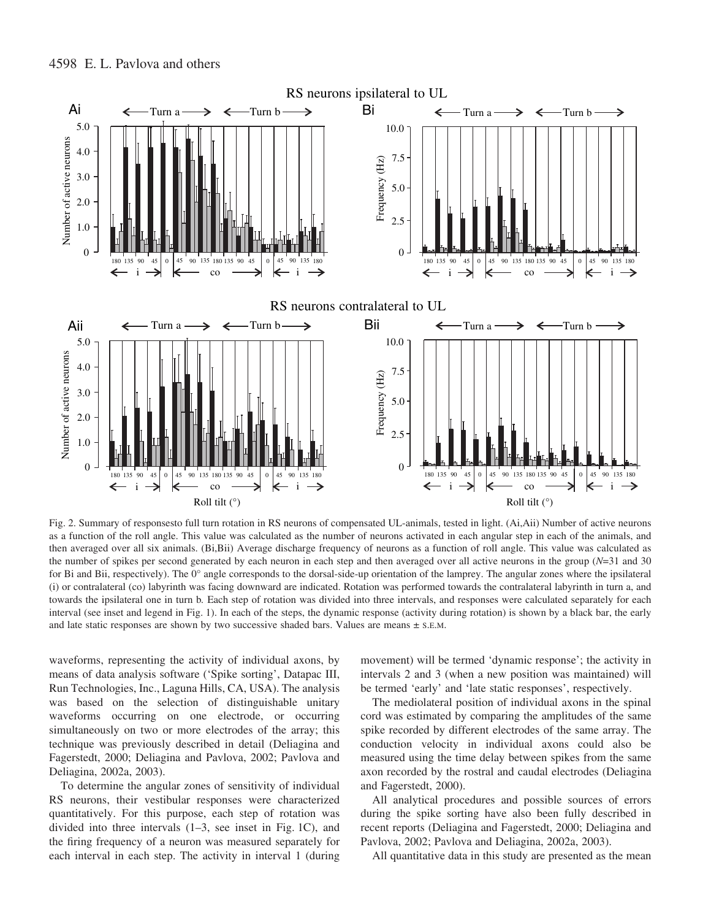Fig. 2. Summary of responsesto full turn rotation in RS neurons of compensated UL-animals, tested in light. (Ai,Aii) Number of active neurons as a function of the roll angle. This value was calculated as the number of neurons activated in each angular step in each of the animals, and then averaged over all six animals. (Bi,Bii) Average discharge frequency of neurons as a function of roll angle. This value was calculated as the number of spikes per second generated by each neuron in each step and then averaged over all active neurons in the group (*N*=31 and 30 for Bi and Bii, respectively). The 0° angle corresponds to the dorsal-side-up orientation of the lamprey. The angular zones where the ipsilateral (i) or contralateral (co) labyrinth was facing downward are indicated. Rotation was performed towards the contralateral labyrinth in turn a, and towards the ipsilateral one in turn b. Each step of rotation was divided into three intervals, and responses were calculated separately for each interval (see inset and legend in Fig. 1). In each of the steps, the dynamic response (activity during rotation) is shown by a black bar, the early and late static responses are shown by two successive shaded bars. Values are means ± S.E.M.

waveforms, representing the activity of individual axons, by means of data analysis software ('Spike sorting', Datapac III, Run Technologies, Inc., Laguna Hills, CA, USA). The analysis was based on the selection of distinguishable unitary waveforms occurring on one electrode, or occurring simultaneously on two or more electrodes of the array; this technique was previously described in detail (Deliagina and Fagerstedt, 2000; Deliagina and Pavlova, 2002; Pavlova and Deliagina, 2002a, 2003).

To determine the angular zones of sensitivity of individual RS neurons, their vestibular responses were characterized quantitatively. For this purpose, each step of rotation was divided into three intervals (1–3, see inset in Fig. 1C), and the firing frequency of a neuron was measured separately for each interval in each step. The activity in interval 1 (during movement) will be termed 'dynamic response'; the activity in intervals 2 and 3 (when a new position was maintained) will be termed 'early' and 'late static responses', respectively.

The mediolateral position of individual axons in the spinal cord was estimated by comparing the amplitudes of the same spike recorded by different electrodes of the same array. The conduction velocity in individual axons could also be measured using the time delay between spikes from the same axon recorded by the rostral and caudal electrodes (Deliagina and Fagerstedt, 2000).

All analytical procedures and possible sources of errors during the spike sorting have also been fully described in recent reports (Deliagina and Fagerstedt, 2000; Deliagina and Pavlova, 2002; Pavlova and Deliagina, 2002a, 2003).

All quantitative data in this study are presented as the mean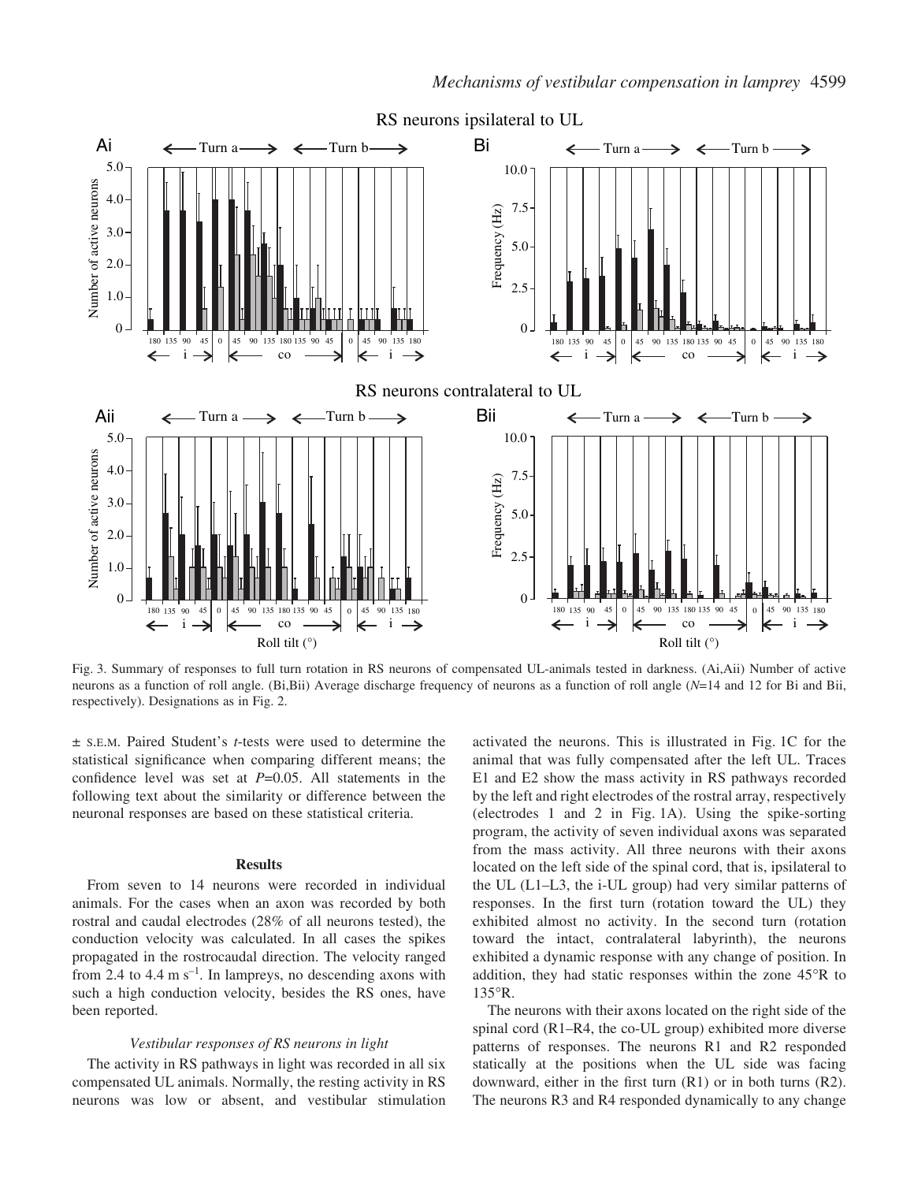Fig. 3. Summary of responses to full turn rotation in RS neurons of compensated UL-animals tested in darkness. (Ai,Aii) Number of active neurons as a function of roll angle. (Bi,Bii) Average discharge frequency of neurons as a function of roll angle ($N$=14 and 12 for Bi and Bii, respectively). Designations as in Fig. 2.

± S.E.M. Paired Student's $t$-tests were used to determine the statistical significance when comparing different means; the confidence level was set at $P$=0.05. All statements in the following text about the similarity or difference between the neuronal responses are based on these statistical criteria.

## Results

From seven to 14 neurons were recorded in individual animals. For the cases when an axon was recorded by both rostral and caudal electrodes (28% of all neurons tested), the conduction velocity was calculated. In all cases the spikes propagated in the rostrocaudal direction. The velocity ranged from 2.4 to 4.4 $m\ s^{-1}$. In lampreys, no descending axons with such a high conduction velocity, besides the RS ones, have been reported.

### *Vestibular responses of RS neurons in light*

The activity in RS pathways in light was recorded in all six compensated UL animals. Normally, the resting activity in RS neurons was low or absent, and vestibular stimulation activated the neurons. This is illustrated in Fig. 1C for the animal that was fully compensated after the left UL. Traces E1 and E2 show the mass activity in RS pathways recorded by the left and right electrodes of the rostral array, respectively (electrodes 1 and 2 in Fig. 1A). Using the spike-sorting program, the activity of seven individual axons was separated from the mass activity. All three neurons with their axons located on the left side of the spinal cord, that is, ipsilateral to the UL (L1–L3, the i-UL group) had very similar patterns of responses. In the first turn (rotation toward the UL) they exhibited almost no activity. In the second turn (rotation toward the intact, contralateral labyrinth), the neurons exhibited a dynamic response with any change of position. In addition, they had static responses within the zone 45°R to 135°R.

The neurons with their axons located on the right side of the spinal cord (R1–R4, the co-UL group) exhibited more diverse patterns of responses. The neurons R1 and R2 responded statically at the positions when the UL side was facing downward, either in the first turn (R1) or in both turns (R2). The neurons R3 and R4 responded dynamically to any change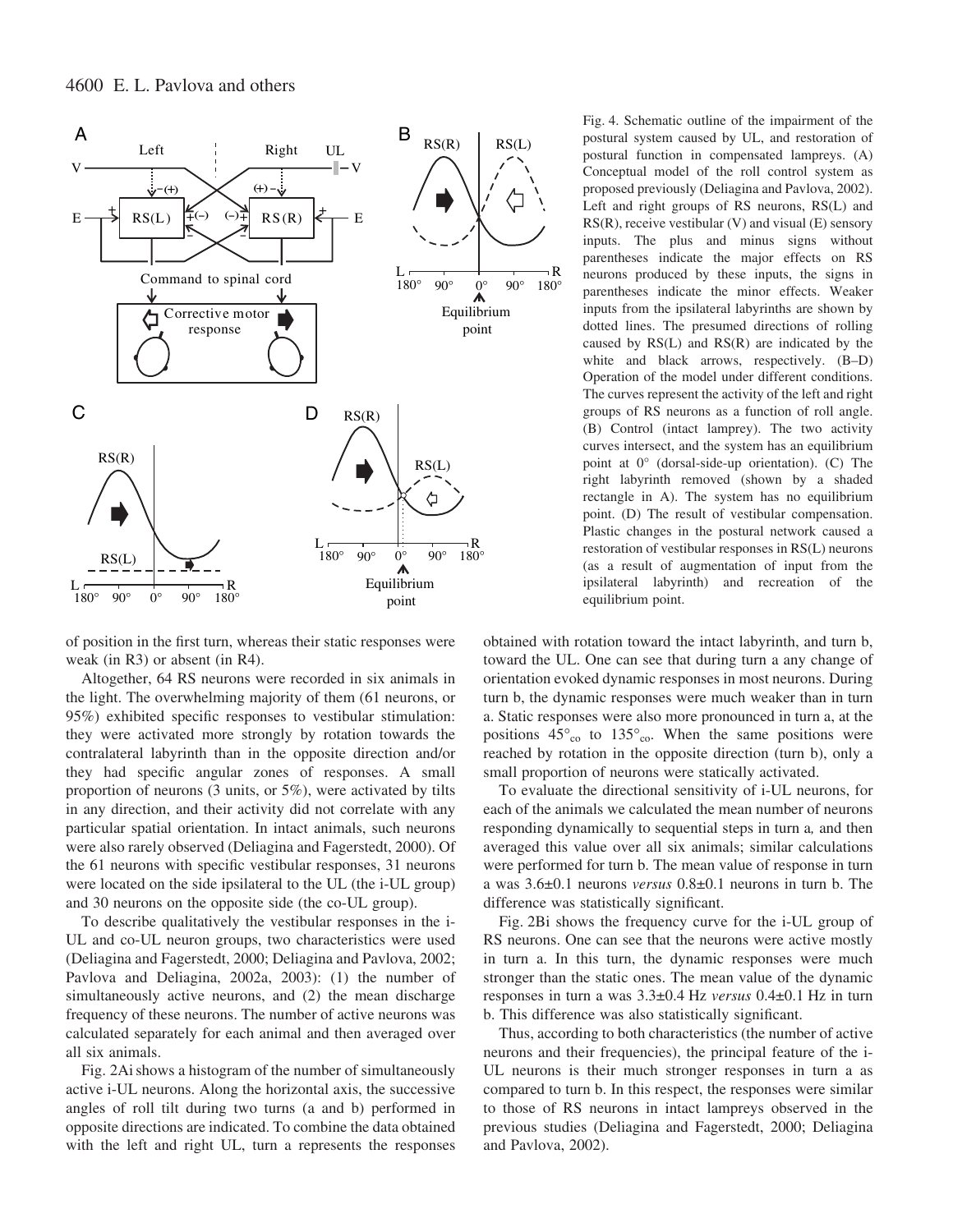Fig. 4. Schematic outline of the impairment of the postural system caused by UL, and restoration of postural function in compensated lampreys. (A) Conceptual model of the roll control system as proposed previously (Deliagina and Pavlova, 2002). Left and right groups of RS neurons, RS(L) and RS(R), receive vestibular (V) and visual (E) sensory inputs. The plus and minus signs without parentheses indicate the major effects on RS neurons produced by these inputs, the signs in parentheses indicate the minor effects. Weaker inputs from the ipsilateral labyrinths are shown by dotted lines. The presumed directions of rolling caused by RS(L) and RS(R) are indicated by the white and black arrows, respectively. (B–D) Operation of the model under different conditions. The curves represent the activity of the left and right groups of RS neurons as a function of roll angle. (B) Control (intact lamprey). The two activity curves intersect, and the system has an equilibrium point at 0° (dorsal-side-up orientation). (C) The right labyrinth removed (shown by a shaded rectangle in A). The system has no equilibrium point. (D) The result of vestibular compensation. Plastic changes in the postural network caused a restoration of vestibular responses in RS(L) neurons (as a result of augmentation of input from the ipsilateral labyrinth) and recreation of the equilibrium point.

of position in the first turn, whereas their static responses were weak (in R3) or absent (in R4).

Altogether, 64 RS neurons were recorded in six animals in the light. The overwhelming majority of them (61 neurons, or 95%) exhibited specific responses to vestibular stimulation: they were activated more strongly by rotation towards the contralateral labyrinth than in the opposite direction and/or they had specific angular zones of responses. A small proportion of neurons (3 units, or 5%), were activated by tilts in any direction, and their activity did not correlate with any particular spatial orientation. In intact animals, such neurons were also rarely observed (Deliagina and Fagerstedt, 2000). Of the 61 neurons with specific vestibular responses, 31 neurons were located on the side ipsilateral to the UL (the i-UL group) and 30 neurons on the opposite side (the co-UL group).

To describe qualitatively the vestibular responses in the i-UL and co-UL neuron groups, two characteristics were used (Deliagina and Fagerstedt, 2000; Deliagina and Pavlova, 2002; Pavlova and Deliagina, 2002a, 2003): (1) the number of simultaneously active neurons, and (2) the mean discharge frequency of these neurons. The number of active neurons was calculated separately for each animal and then averaged over all six animals.

Fig. 2Ai shows a histogram of the number of simultaneously active i-UL neurons. Along the horizontal axis, the successive angles of roll tilt during two turns (a and b) performed in opposite directions are indicated. To combine the data obtained with the left and right UL, turn a represents the responses obtained with rotation toward the intact labyrinth, and turn b, toward the UL. One can see that during turn a any change of orientation evoked dynamic responses in most neurons. During turn b, the dynamic responses were much weaker than in turn a. Static responses were also more pronounced in turn a, at the positions $45°_{co}$ to $135°_{co}$. When the same positions were reached by rotation in the opposite direction (turn b), only a small proportion of neurons were statically activated.

To evaluate the directional sensitivity of i-UL neurons, for each of the animals we calculated the mean number of neurons responding dynamically to sequential steps in turn a*,* and then averaged this value over all six animals; similar calculations were performed for turn b. The mean value of response in turn a was 3.6±0.1 neurons *versus* 0.8±0.1 neurons in turn b. The difference was statistically significant.

Fig. 2Bi shows the frequency curve for the i-UL group of RS neurons. One can see that the neurons were active mostly in turn a. In this turn, the dynamic responses were much stronger than the static ones. The mean value of the dynamic responses in turn a was 3.3±0.4 Hz *versus* 0.4±0.1 Hz in turn b. This difference was also statistically significant.

Thus, according to both characteristics (the number of active neurons and their frequencies), the principal feature of the i-UL neurons is their much stronger responses in turn a as compared to turn b. In this respect, the responses were similar to those of RS neurons in intact lampreys observed in the previous studies (Deliagina and Fagerstedt, 2000; Deliagina and Pavlova, 2002).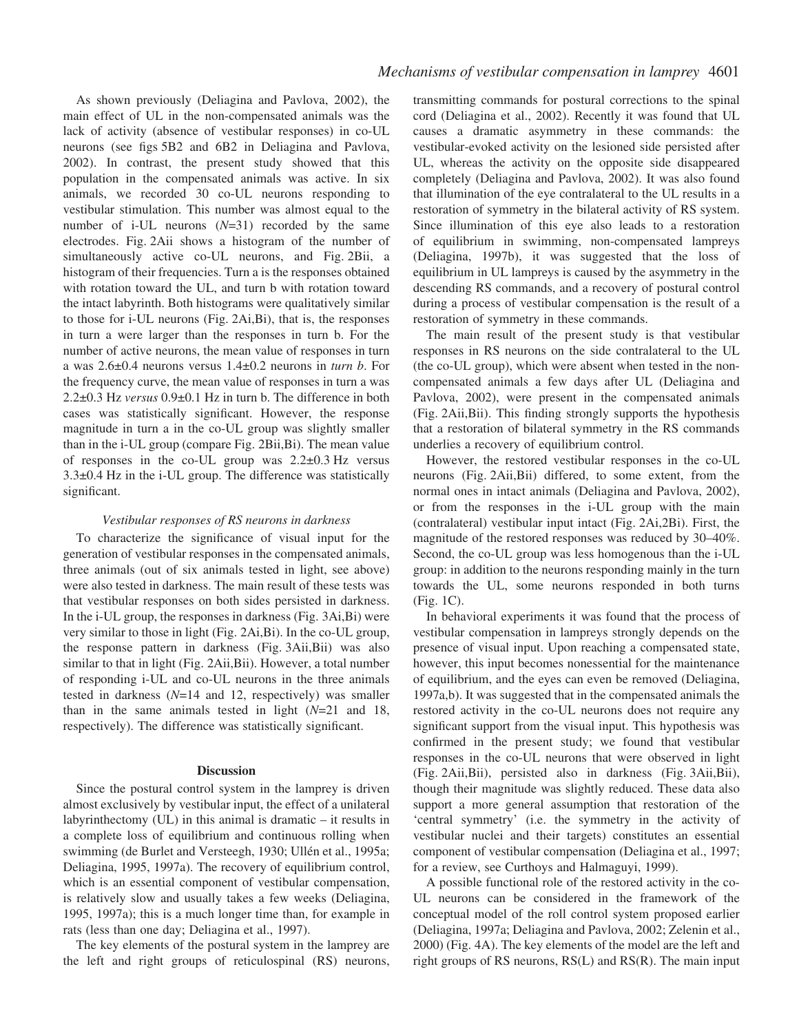As shown previously (Deliagina and Pavlova, 2002), the main effect of UL in the non-compensated animals was the lack of activity (absence of vestibular responses) in co-UL neurons (see figs 5B2 and 6B2 in Deliagina and Pavlova, 2002). In contrast, the present study showed that this population in the compensated animals was active. In six animals, we recorded 30 co-UL neurons responding to vestibular stimulation. This number was almost equal to the number of i-UL neurons ($N$=31) recorded by the same electrodes. Fig. 2Aii shows a histogram of the number of simultaneously active co-UL neurons, and Fig. 2Bii, a histogram of their frequencies. Turn a is the responses obtained with rotation toward the UL, and turn b with rotation toward the intact labyrinth. Both histograms were qualitatively similar to those for i-UL neurons (Fig. 2Ai,Bi), that is, the responses in turn a were larger than the responses in turn b. For the number of active neurons, the mean value of responses in turn a was 2.6±0.4 neurons versus 1.4±0.2 neurons in *turn b*. For the frequency curve, the mean value of responses in turn a was 2.2±0.3 Hz *versus* 0.9±0.1 Hz in turn b. The difference in both cases was statistically significant. However, the response magnitude in turn a in the co-UL group was slightly smaller than in the i-UL group (compare Fig. 2Bii,Bi). The mean value of responses in the co-UL group was 2.2±0.3 Hz versus 3.3±0.4 Hz in the i-UL group. The difference was statistically significant.

### *Vestibular responses of RS neurons in darkness*

To characterize the significance of visual input for the generation of vestibular responses in the compensated animals, three animals (out of six animals tested in light, see above) were also tested in darkness. The main result of these tests was that vestibular responses on both sides persisted in darkness. In the i-UL group, the responses in darkness (Fig. 3Ai,Bi) were very similar to those in light (Fig. 2Ai,Bi). In the co-UL group, the response pattern in darkness (Fig. 3Aii,Bii) was also similar to that in light (Fig. 2Aii,Bii). However, a total number of responding i-UL and co-UL neurons in the three animals tested in darkness ($N$=14 and 12, respectively) was smaller than in the same animals tested in light ($N$=21 and 18, respectively). The difference was statistically significant.

## Discussion

Since the postural control system in the lamprey is driven almost exclusively by vestibular input, the effect of a unilateral labyrinthectomy (UL) in this animal is dramatic – it results in a complete loss of equilibrium and continuous rolling when swimming (de Burlet and Versteegh, 1930; Ullén et al., 1995a; Deliagina, 1995, 1997a). The recovery of equilibrium control, which is an essential component of vestibular compensation, is relatively slow and usually takes a few weeks (Deliagina, 1995, 1997a); this is a much longer time than, for example in rats (less than one day; Deliagina et al., 1997).

The key elements of the postural system in the lamprey are the left and right groups of reticulospinal (RS) neurons, transmitting commands for postural corrections to the spinal cord (Deliagina et al., 2002). Recently it was found that UL causes a dramatic asymmetry in these commands: the vestibular-evoked activity on the lesioned side persisted after UL, whereas the activity on the opposite side disappeared completely (Deliagina and Pavlova, 2002). It was also found that illumination of the eye contralateral to the UL results in a restoration of symmetry in the bilateral activity of RS system. Since illumination of this eye also leads to a restoration of equilibrium in swimming, non-compensated lampreys (Deliagina, 1997b), it was suggested that the loss of equilibrium in UL lampreys is caused by the asymmetry in the descending RS commands, and a recovery of postural control during a process of vestibular compensation is the result of a restoration of symmetry in these commands.

The main result of the present study is that vestibular responses in RS neurons on the side contralateral to the UL (the co-UL group), which were absent when tested in the non-compensated animals a few days after UL (Deliagina and Pavlova, 2002), were present in the compensated animals (Fig. 2Aii,Bii). This finding strongly supports the hypothesis that a restoration of bilateral symmetry in the RS commands underlies a recovery of equilibrium control.

However, the restored vestibular responses in the co-UL neurons (Fig. 2Aii,Bii) differed, to some extent, from the normal ones in intact animals (Deliagina and Pavlova, 2002), or from the responses in the i-UL group with the main (contralateral) vestibular input intact (Fig. 2Ai,2Bi). First, the magnitude of the restored responses was reduced by 30–40%. Second, the co-UL group was less homogenous than the i-UL group: in addition to the neurons responding mainly in the turn towards the UL, some neurons responded in both turns (Fig. 1C).

In behavioral experiments it was found that the process of vestibular compensation in lampreys strongly depends on the presence of visual input. Upon reaching a compensated state, however, this input becomes nonessential for the maintenance of equilibrium, and the eyes can even be removed (Deliagina, 1997a,b). It was suggested that in the compensated animals the restored activity in the co-UL neurons does not require any significant support from the visual input. This hypothesis was confirmed in the present study; we found that vestibular responses in the co-UL neurons that were observed in light (Fig. 2Aii,Bii), persisted also in darkness (Fig. 3Aii,Bii), though their magnitude was slightly reduced. These data also support a more general assumption that restoration of the 'central symmetry' (i.e. the symmetry in the activity of vestibular nuclei and their targets) constitutes an essential component of vestibular compensation (Deliagina et al., 1997; for a review, see Curthoys and Halmaguyi, 1999).

A possible functional role of the restored activity in the co-UL neurons can be considered in the framework of the conceptual model of the roll control system proposed earlier (Deliagina, 1997a; Deliagina and Pavlova, 2002; Zelenin et al., 2000) (Fig. 4A). The key elements of the model are the left and right groups of RS neurons, RS(L) and RS(R). The main input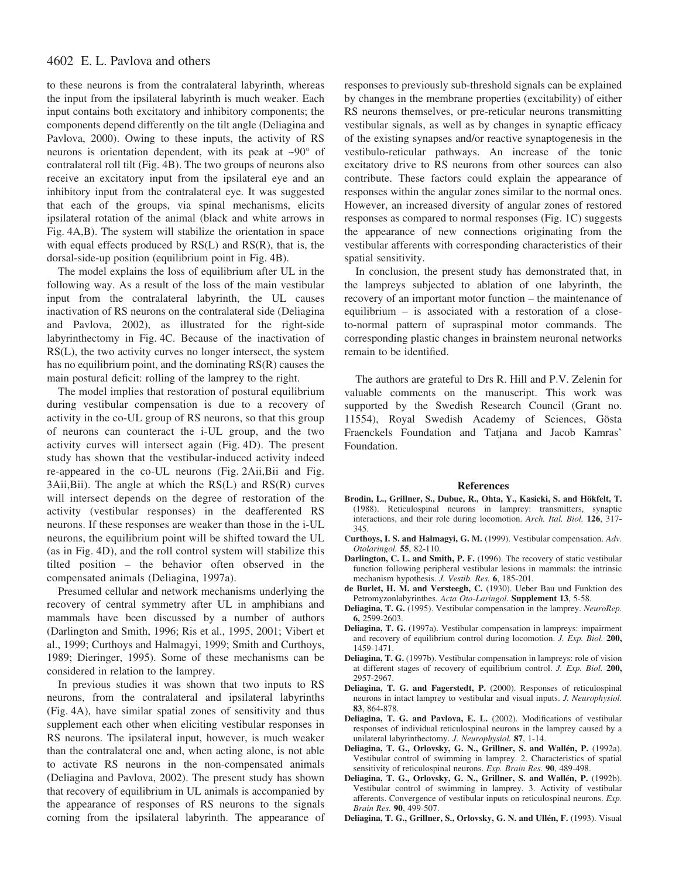to these neurons is from the contralateral labyrinth, whereas the input from the ipsilateral labyrinth is much weaker. Each input contains both excitatory and inhibitory components; the components depend differently on the tilt angle (Deliagina and Pavlova, 2000). Owing to these inputs, the activity of RS neurons is orientation dependent, with its peak at ~90° of contralateral roll tilt (Fig. 4B). The two groups of neurons also receive an excitatory input from the ipsilateral eye and an inhibitory input from the contralateral eye. It was suggested that each of the groups, via spinal mechanisms, elicits ipsilateral rotation of the animal (black and white arrows in Fig. 4A,B). The system will stabilize the orientation in space with equal effects produced by RS(L) and RS(R), that is, the dorsal-side-up position (equilibrium point in Fig. 4B).

The model explains the loss of equilibrium after UL in the following way. As a result of the loss of the main vestibular input from the contralateral labyrinth, the UL causes inactivation of RS neurons on the contralateral side (Deliagina and Pavlova, 2002), as illustrated for the right-side labyrinthectomy in Fig. 4C. Because of the inactivation of RS(L), the two activity curves no longer intersect, the system has no equilibrium point, and the dominating RS(R) causes the main postural deficit: rolling of the lamprey to the right.

The model implies that restoration of postural equilibrium during vestibular compensation is due to a recovery of activity in the co-UL group of RS neurons, so that this group of neurons can counteract the i-UL group, and the two activity curves will intersect again (Fig. 4D). The present study has shown that the vestibular-induced activity indeed re-appeared in the co-UL neurons (Fig. 2Aii,Bii and Fig. 3Aii,Bii). The angle at which the RS(L) and RS(R) curves will intersect depends on the degree of restoration of the activity (vestibular responses) in the deafferented RS neurons. If these responses are weaker than those in the i-UL neurons, the equilibrium point will be shifted toward the UL (as in Fig. 4D), and the roll control system will stabilize this tilted position – the behavior often observed in the compensated animals (Deliagina, 1997a).

Presumed cellular and network mechanisms underlying the recovery of central symmetry after UL in amphibians and mammals have been discussed by a number of authors (Darlington and Smith, 1996; Ris et al., 1995, 2001; Vibert et al., 1999; Curthoys and Halmagyi, 1999; Smith and Curthoys, 1989; Dieringer, 1995). Some of these mechanisms can be considered in relation to the lamprey.

In previous studies it was shown that two inputs to RS neurons, from the contralateral and ipsilateral labyrinths (Fig. 4A), have similar spatial zones of sensitivity and thus supplement each other when eliciting vestibular responses in RS neurons. The ipsilateral input, however, is much weaker than the contralateral one and, when acting alone, is not able to activate RS neurons in the non-compensated animals (Deliagina and Pavlova, 2002). The present study has shown that recovery of equilibrium in UL animals is accompanied by the appearance of responses of RS neurons to the signals coming from the ipsilateral labyrinth. The appearance of responses to previously sub-threshold signals can be explained by changes in the membrane properties (excitability) of either RS neurons themselves, or pre-reticular neurons transmitting vestibular signals, as well as by changes in synaptic efficacy of the existing synapses and/or reactive synaptogenesis in the vestibulo-reticular pathways. An increase of the tonic excitatory drive to RS neurons from other sources can also contribute. These factors could explain the appearance of responses within the angular zones similar to the normal ones. However, an increased diversity of angular zones of restored responses as compared to normal responses (Fig. 1C) suggests the appearance of new connections originating from the vestibular afferents with corresponding characteristics of their spatial sensitivity.

In conclusion, the present study has demonstrated that, in the lampreys subjected to ablation of one labyrinth, the recovery of an important motor function – the maintenance of equilibrium – is associated with a restoration of a close-to-normal pattern of supraspinal motor commands. The corresponding plastic changes in brainstem neuronal networks remain to be identified.

The authors are grateful to Drs R. Hill and P.V. Zelenin for valuable comments on the manuscript. This work was supported by the Swedish Research Council (Grant no. 11554), Royal Swedish Academy of Sciences, Gösta Fraenckels Foundation and Tatjana and Jacob Kamras' Foundation.

## References

**Brodin, L., Grillner, S., Dubuc, R., Ohta, Y., Kasicki, S. and Hökfelt, T.** (1988). Reticulospinal neurons in lamprey: transmitters, synaptic interactions, and their role during locomotion. *Arch. Ital. Biol.* **126**, 317-345.

**Curthoys, I. S. and Halmagyi, G. M.** (1999). Vestibular compensation. *Adv. Otolaringol.* **55**, 82-110.

**Darlington, C. L. and Smith, P. F.** (1996). The recovery of static vestibular function following peripheral vestibular lesions in mammals: the intrinsic mechanism hypothesis. *J. Vestib. Res.* **6**, 185-201.

**de Burlet, H. M. and Versteegh, C.** (1930). Ueber Bau und Funktion des Petromyzonlabyrinthes. *Acta Oto-Laringol.* **Supplement 13**, 5-58.

**Deliagina, T. G.** (1995). Vestibular compensation in the lamprey. *NeuroRep.* **6,** 2599-2603.

**Deliagina, T. G.** (1997a). Vestibular compensation in lampreys: impairment and recovery of equilibrium control during locomotion. *J. Exp. Biol.* **200,** 1459-1471.

**Deliagina, T. G.** (1997b). Vestibular compensation in lampreys: role of vision at different stages of recovery of equilibrium control. *J. Exp. Biol.* **200,** 2957-2967.

**Deliagina, T. G. and Fagerstedt, P.** (2000). Responses of reticulospinal neurons in intact lamprey to vestibular and visual inputs. *J. Neurophysiol.* **83**, 864-878.

**Deliagina, T. G. and Pavlova, E. L.** (2002). Modifications of vestibular responses of individual reticulospinal neurons in the lamprey caused by a unilateral labyrinthectomy. *J. Neurophysiol.* **87**, 1-14.

**Deliagina, T. G., Orlovsky, G. N., Grillner, S. and Wallén, P.** (1992a). Vestibular control of swimming in lamprey. 2. Characteristics of spatial sensitivity of reticulospinal neurons. *Exp. Brain Res.* **90**, 489-498.

**Deliagina, T. G., Orlovsky, G. N., Grillner, S. and Wallén, P.** (1992b). Vestibular control of swimming in lamprey. 3. Activity of vestibular afferents. Convergence of vestibular inputs on reticulospinal neurons. *Exp. Brain Res.* **90**, 499-507.

**Deliagina, T. G., Grillner, S., Orlovsky, G. N. and Ullén, F.** (1993). Visual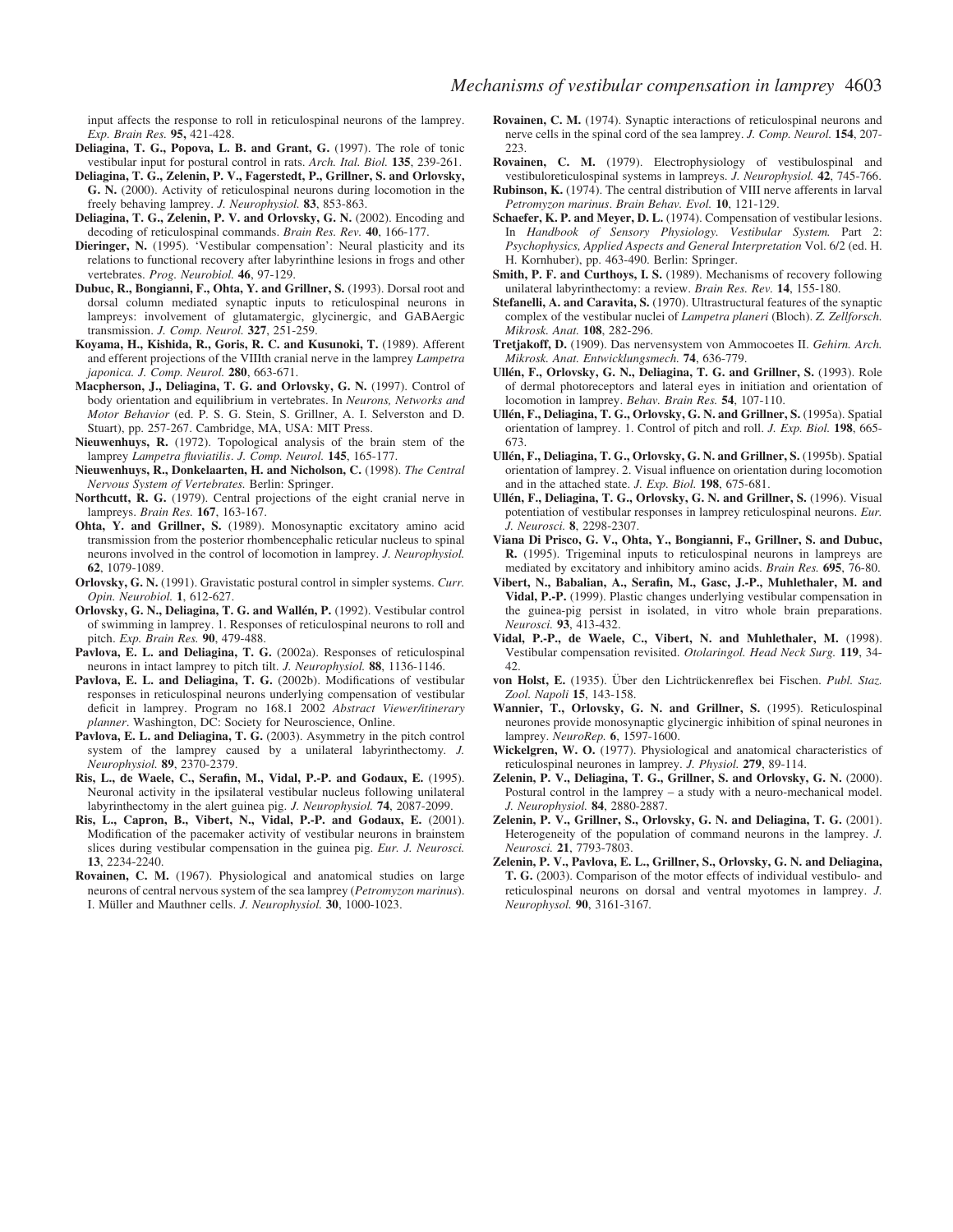input affects the response to roll in reticulospinal neurons of the lamprey. *Exp. Brain Res.* **95,** 421-428.

**Deliagina, T. G., Popova, L. B. and Grant, G.** (1997). The role of tonic vestibular input for postural control in rats. *Arch. Ital. Biol.* **135**, 239-261.

**Deliagina, T. G., Zelenin, P. V., Fagerstedt, P., Grillner, S. and Orlovsky, G. N.** (2000). Activity of reticulospinal neurons during locomotion in the freely behaving lamprey. *J. Neurophysiol.* **83**, 853-863.

**Deliagina, T. G., Zelenin, P. V. and Orlovsky, G. N.** (2002). Encoding and decoding of reticulospinal commands. *Brain Res. Rev.* **40**, 166-177.

**Dieringer, N.** (1995). 'Vestibular compensation': Neural plasticity and its relations to functional recovery after labyrinthine lesions in frogs and other vertebrates. *Prog. Neurobiol.* **46**, 97-129.

**Dubuc, R., Bongianni, F., Ohta, Y. and Grillner, S.** (1993). Dorsal root and dorsal column mediated synaptic inputs to reticulospinal neurons in lampreys: involvement of glutamatergic, glycinergic, and GABAergic transmission. *J. Comp. Neurol.* **327**, 251-259.

**Koyama, H., Kishida, R., Goris, R. C. and Kusunoki, T.** (1989). Afferent and efferent projections of the VIIIth cranial nerve in the lamprey *Lampetra japonica*. *J. Comp. Neurol.* **280**, 663-671.

**Macpherson, J., Deliagina, T. G. and Orlovsky, G. N.** (1997). Control of body orientation and equilibrium in vertebrates. In *Neurons, Networks and Motor Behavior* (ed. P. S. G. Stein, S. Grillner, A. I. Selverston and D. Stuart), pp. 257-267. Cambridge, MA, USA: MIT Press.

**Nieuwenhuys, R.** (1972). Topological analysis of the brain stem of the lamprey *Lampetra fluviatilis*. *J. Comp. Neurol.* **145**, 165-177.

**Nieuwenhuys, R., Donkelaarten, H. and Nicholson, C.** (1998). *The Central Nervous System of Vertebrates.* Berlin: Springer.

**Northcutt, R. G.** (1979). Central projections of the eight cranial nerve in lampreys. *Brain Res.* **167**, 163-167.

**Ohta, Y. and Grillner, S.** (1989). Monosynaptic excitatory amino acid transmission from the posterior rhombencephalic reticular nucleus to spinal neurons involved in the control of locomotion in lamprey. *J. Neurophysiol.* **62**, 1079-1089.

**Orlovsky, G. N.** (1991). Gravistatic postural control in simpler systems. *Curr. Opin. Neurobiol.* **1**, 612-627.

**Orlovsky, G. N., Deliagina, T. G. and Wallén, P.** (1992). Vestibular control of swimming in lamprey. 1. Responses of reticulospinal neurons to roll and pitch. *Exp. Brain Res.* **90**, 479-488.

**Pavlova, E. L. and Deliagina, T. G.** (2002a). Responses of reticulospinal neurons in intact lamprey to pitch tilt. *J. Neurophysiol.* **88**, 1136-1146.

**Pavlova, E. L. and Deliagina, T. G.** (2002b). Modifications of vestibular responses in reticulospinal neurons underlying compensation of vestibular deficit in lamprey. Program no 168.1 2002 *Abstract Viewer/itinerary planner*. Washington, DC: Society for Neuroscience, Online.

**Pavlova, E. L. and Deliagina, T. G.** (2003). Asymmetry in the pitch control system of the lamprey caused by a unilateral labyrinthectomy. *J. Neurophysiol.* **89**, 2370-2379.

**Ris, L., de Waele, C., Serafin, M., Vidal, P.-P. and Godaux, E.** (1995). Neuronal activity in the ipsilateral vestibular nucleus following unilateral labyrinthectomy in the alert guinea pig. *J. Neurophysiol.* **74**, 2087-2099.

**Ris, L., Capron, B., Vibert, N., Vidal, P.-P. and Godaux, E.** (2001). Modification of the pacemaker activity of vestibular neurons in brainstem slices during vestibular compensation in the guinea pig. *Eur. J. Neurosci.* **13**, 2234-2240.

**Rovainen, C. M.** (1967). Physiological and anatomical studies on large neurons of central nervous system of the sea lamprey (*Petromyzon marinus*). I. Müller and Mauthner cells. *J. Neurophysiol.* **30**, 1000-1023.

**Rovainen, C. M.** (1974). Synaptic interactions of reticulospinal neurons and nerve cells in the spinal cord of the sea lamprey. *J. Comp. Neurol.* **154**, 207-223.

**Rovainen, C. M.** (1979). Electrophysiology of vestibulospinal and vestibuloreticulospinal systems in lampreys. *J. Neurophysiol.* **42**, 745-766.

**Rubinson, K.** (1974). The central distribution of VIII nerve afferents in larval *Petromyzon marinus*. *Brain Behav. Evol.* **10**, 121-129.

**Schaefer, K. P. and Meyer, D. L.** (1974). Compensation of vestibular lesions. In *Handbook of Sensory Physiology. Vestibular System.* Part 2: *Psychophysics, Applied Aspects and General Interpretation* Vol. 6/2 (ed. H. H. Kornhuber), pp. 463-490. Berlin: Springer.

**Smith, P. F. and Curthoys, I. S.** (1989). Mechanisms of recovery following unilateral labyrinthectomy: a review. *Brain Res. Rev.* **14**, 155-180.

**Stefanelli, A. and Caravita, S.** (1970). Ultrastructural features of the synaptic complex of the vestibular nuclei of *Lampetra planeri* (Bloch). *Z. Zellforsch. Mikrosk. Anat.* **108**, 282-296.

**Tretjakoff, D.** (1909). Das nervensystem von Ammocoetes II. *Gehirn. Arch. Mikrosk. Anat. Entwicklungsmech.* **74**, 636-779.

**Ullén, F., Orlovsky, G. N., Deliagina, T. G. and Grillner, S.** (1993). Role of dermal photoreceptors and lateral eyes in initiation and orientation of locomotion in lamprey. *Behav. Brain Res.* **54**, 107-110.

**Ullén, F., Deliagina, T. G., Orlovsky, G. N. and Grillner, S.** (1995a). Spatial orientation of lamprey. 1. Control of pitch and roll. *J. Exp. Biol.* **198**, 665-673.

**Ullén, F., Deliagina, T. G., Orlovsky, G. N. and Grillner, S.** (1995b). Spatial orientation of lamprey. 2. Visual influence on orientation during locomotion and in the attached state. *J. Exp. Biol.* **198**, 675-681.

**Ullén, F., Deliagina, T. G., Orlovsky, G. N. and Grillner, S.** (1996). Visual potentiation of vestibular responses in lamprey reticulospinal neurons. *Eur. J. Neurosci.* **8**, 2298-2307.

**Viana Di Prisco, G. V., Ohta, Y., Bongianni, F., Grillner, S. and Dubuc, R.** (1995). Trigeminal inputs to reticulospinal neurons in lampreys are mediated by excitatory and inhibitory amino acids. *Brain Res.* **695**, 76-80.

**Vibert, N., Babalian, A., Serafin, M., Gasc, J.-P., Muhlethaler, M. and Vidal, P.-P.** (1999). Plastic changes underlying vestibular compensation in the guinea-pig persist in isolated, in vitro whole brain preparations. *Neurosci.* **93**, 413-432.

**Vidal, P.-P., de Waele, C., Vibert, N. and Muhlethaler, M.** (1998). Vestibular compensation revisited. *Otolaringol. Head Neck Surg.* **119**, 34-42.

**von Holst, E.** (1935). Über den Lichtrückenreflex bei Fischen. *Publ. Staz. Zool. Napoli* **15**, 143-158.

**Wannier, T., Orlovsky, G. N. and Grillner, S.** (1995). Reticulospinal neurones provide monosynaptic glycinergic inhibition of spinal neurones in lamprey. *NeuroRep.* **6**, 1597-1600.

**Wickelgren, W. O.** (1977). Physiological and anatomical characteristics of reticulospinal neurones in lamprey. *J. Physiol.* **279**, 89-114.

**Zelenin, P. V., Deliagina, T. G., Grillner, S. and Orlovsky, G. N.** (2000). Postural control in the lamprey – a study with a neuro-mechanical model. *J. Neurophysiol.* **84**, 2880-2887.

**Zelenin, P. V., Grillner, S., Orlovsky, G. N. and Deliagina, T. G.** (2001). Heterogeneity of the population of command neurons in the lamprey. *J. Neurosci.* **21**, 7793-7803.

**Zelenin, P. V., Pavlova, E. L., Grillner, S., Orlovsky, G. N. and Deliagina, T. G.** (2003). Comparison of the motor effects of individual vestibulo- and reticulospinal neurons on dorsal and ventral myotomes in lamprey. *J. Neurophysol.* **90**, 3161-3167.